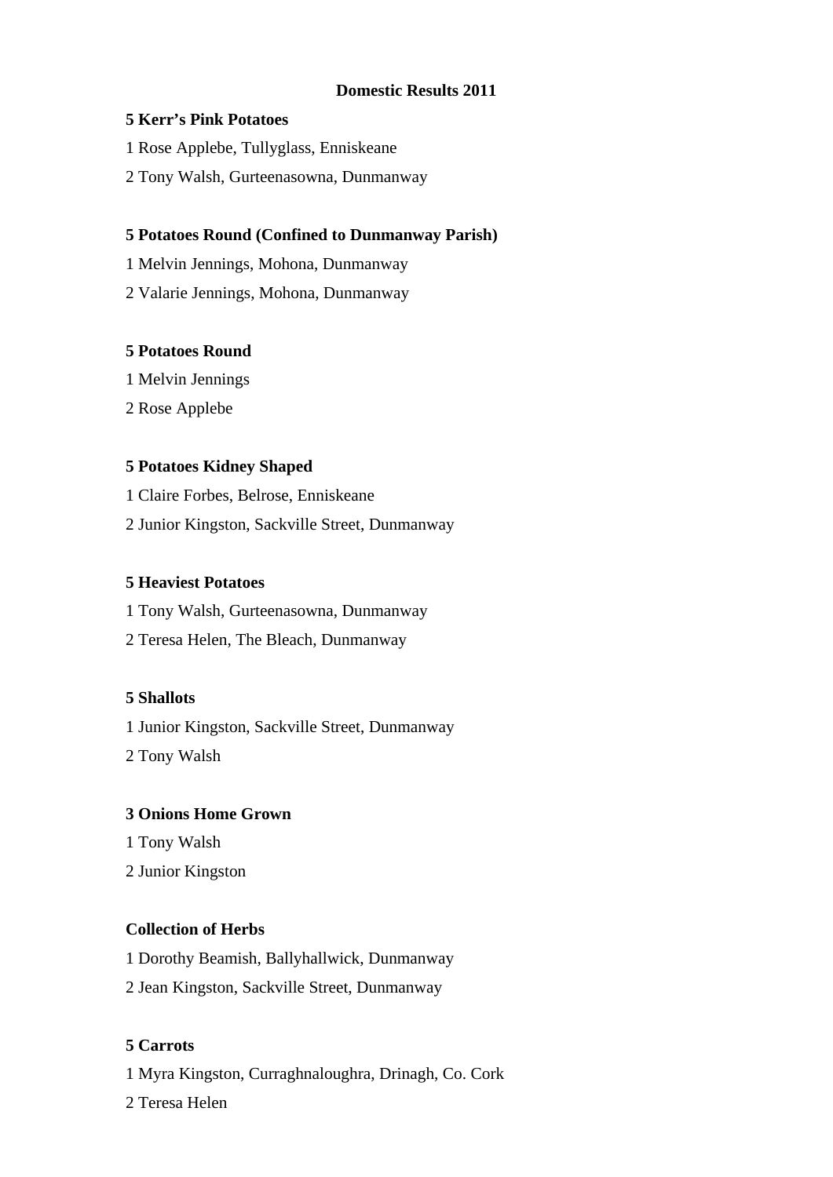# Domestic Results 2011

**5 Kerr's Pink Potatoes**

1 Rose Applebe, Tullyglass, Enniskeane

2 Tony Walsh, Gurteenasowna, Dunmanway

**5 Potatoes Round (Confined to Dunmanway Parish)**

1 Melvin Jennings, Mohona, Dunmanway

2 Valarie Jennings, Mohona, Dunmanway

**5 Potatoes Round**

1 Melvin Jennings

2 Rose Applebe

**5 Potatoes Kidney Shaped**

1 Claire Forbes, Belrose, Enniskeane

2 Junior Kingston, Sackville Street, Dunmanway

**5 Heaviest Potatoes**

1 Tony Walsh, Gurteenasowna, Dunmanway

2 Teresa Helen, The Bleach, Dunmanway

**5 Shallots**

1 Junior Kingston, Sackville Street, Dunmanway

2 Tony Walsh

**3 Onions Home Grown**

1 Tony Walsh

2 Junior Kingston

**Collection of Herbs**

1 Dorothy Beamish, Ballyhallwick, Dunmanway

2 Jean Kingston, Sackville Street, Dunmanway

**5 Carrots**

1 Myra Kingston, Curraghnaloughra, Drinagh, Co. Cork

2 Teresa Helen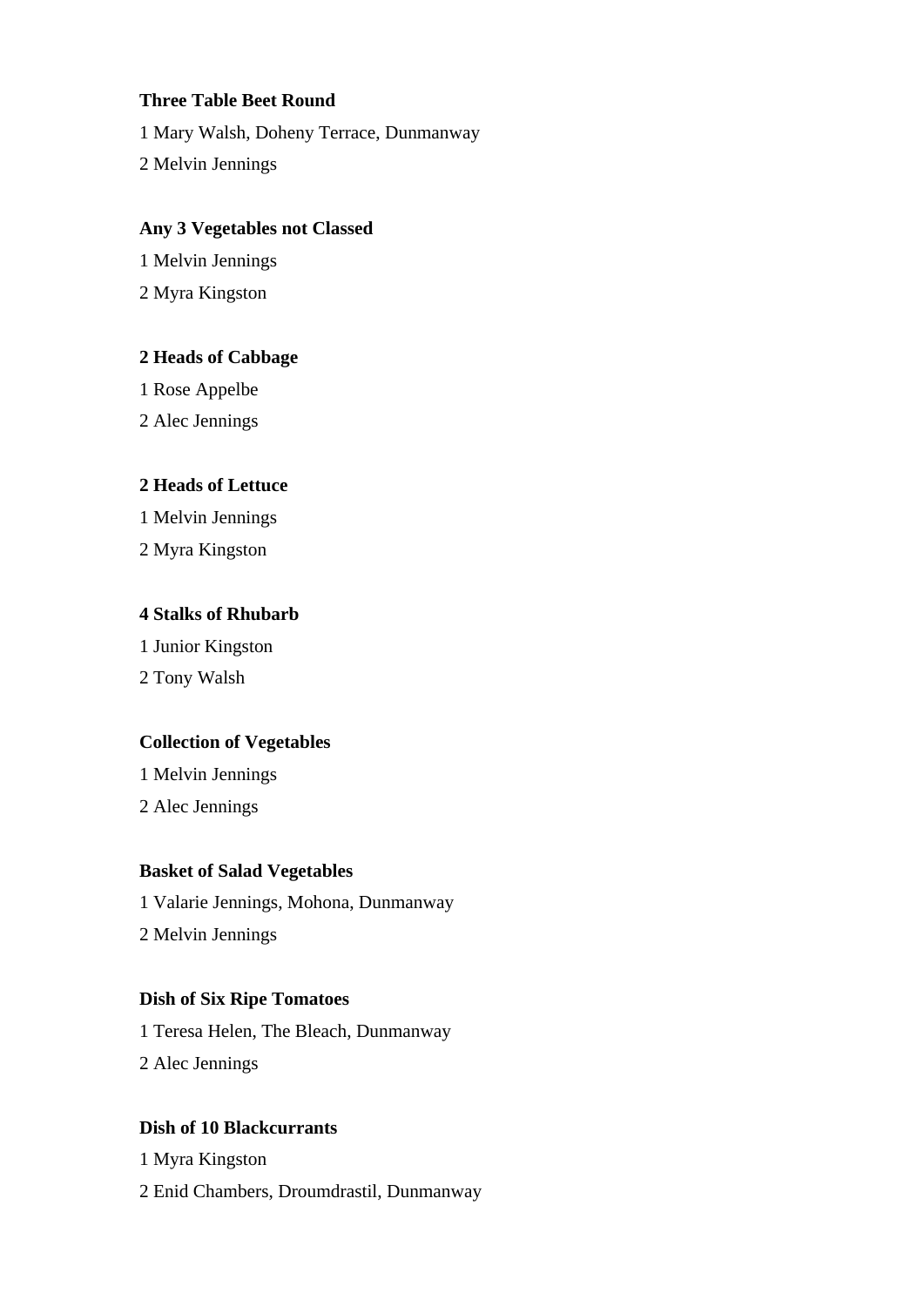**Three Table Beet Round**

1 Mary Walsh, Doheny Terrace, Dunmanway

2 Melvin Jennings

**Any 3 Vegetables not Classed**

1 Melvin Jennings

2 Myra Kingston

**2 Heads of Cabbage**

1 Rose Appelbe

2 Alec Jennings

**2 Heads of Lettuce**

1 Melvin Jennings

2 Myra Kingston

**4 Stalks of Rhubarb**

1 Junior Kingston

2 Tony Walsh

**Collection of Vegetables**

1 Melvin Jennings

2 Alec Jennings

**Basket of Salad Vegetables**

1 Valarie Jennings, Mohona, Dunmanway

2 Melvin Jennings

**Dish of Six Ripe Tomatoes**

1 Teresa Helen, The Bleach, Dunmanway

2 Alec Jennings

**Dish of 10 Blackcurrants**

1 Myra Kingston

2 Enid Chambers, Droumdrastil, Dunmanway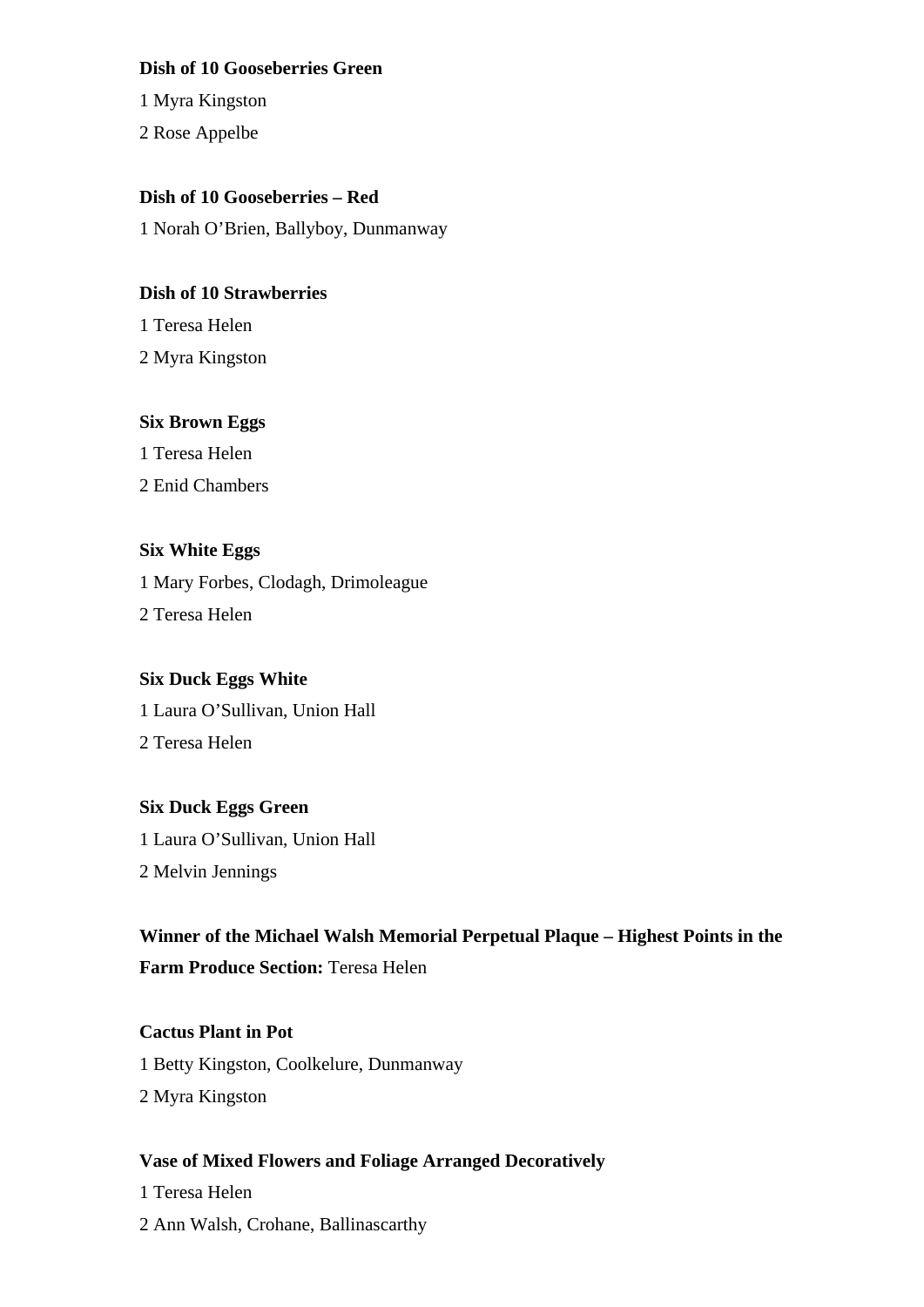**Dish of 10 Gooseberries Green**

1 Myra Kingston

2 Rose Appelbe

**Dish of 10 Gooseberries – Red**

1 Norah O'Brien, Ballyboy, Dunmanway

**Dish of 10 Strawberries**

1 Teresa Helen

2 Myra Kingston

**Six Brown Eggs**

1 Teresa Helen

2 Enid Chambers

**Six White Eggs**

1 Mary Forbes, Clodagh, Drimoleague

2 Teresa Helen

**Six Duck Eggs White**

1 Laura O'Sullivan, Union Hall

2 Teresa Helen

**Six Duck Eggs Green**

1 Laura O'Sullivan, Union Hall

2 Melvin Jennings

**Winner of the Michael Walsh Memorial Perpetual Plaque – Highest Points in the Farm Produce Section:** Teresa Helen

**Cactus Plant in Pot**

1 Betty Kingston, Coolkelure, Dunmanway

2 Myra Kingston

**Vase of Mixed Flowers and Foliage Arranged Decoratively**

1 Teresa Helen

2 Ann Walsh, Crohane, Ballinascarthy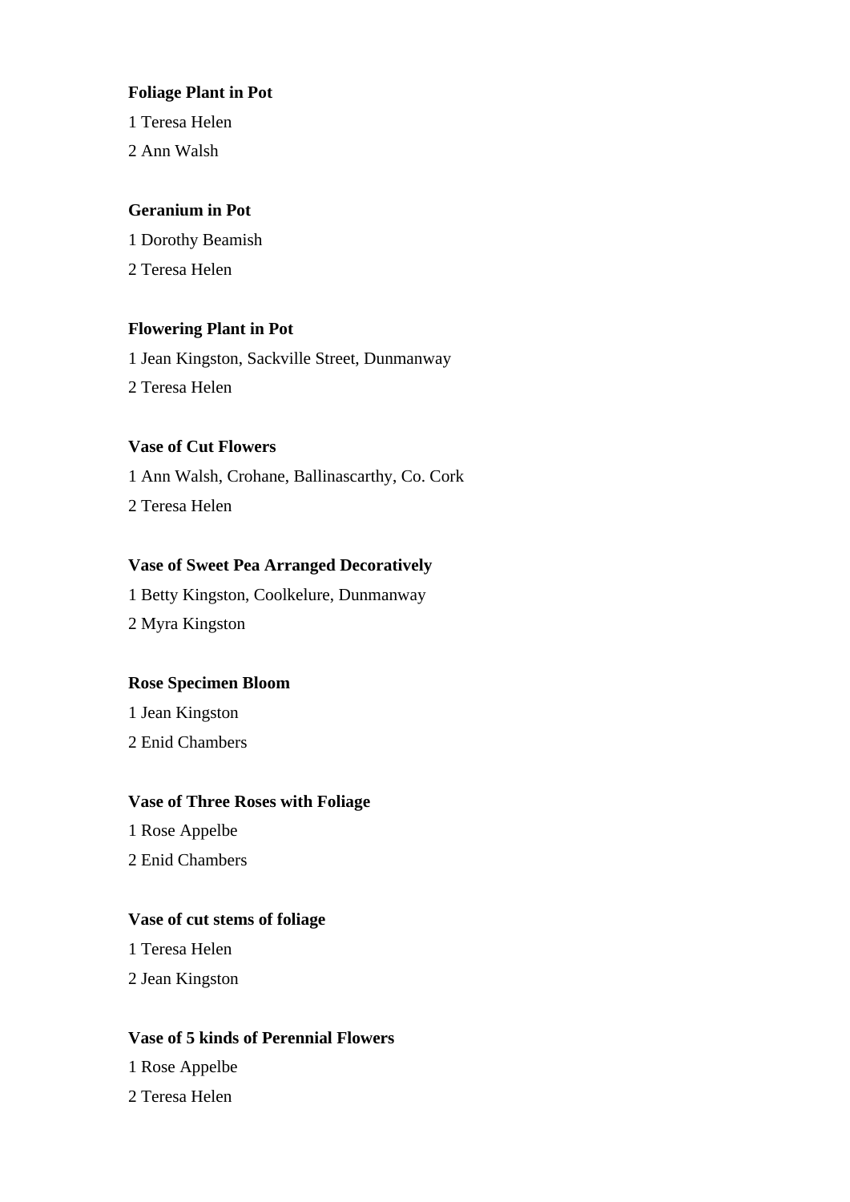**Foliage Plant in Pot**

1 Teresa Helen

2 Ann Walsh

**Geranium in Pot**

1 Dorothy Beamish

2 Teresa Helen

**Flowering Plant in Pot**

1 Jean Kingston, Sackville Street, Dunmanway

2 Teresa Helen

**Vase of Cut Flowers**

1 Ann Walsh, Crohane, Ballinascarthy, Co. Cork

2 Teresa Helen

**Vase of Sweet Pea Arranged Decoratively**

1 Betty Kingston, Coolkelure, Dunmanway

2 Myra Kingston

**Rose Specimen Bloom**

1 Jean Kingston

2 Enid Chambers

**Vase of Three Roses with Foliage**

1 Rose Appelbe

2 Enid Chambers

**Vase of cut stems of foliage**

1 Teresa Helen

2 Jean Kingston

**Vase of 5 kinds of Perennial Flowers**

1 Rose Appelbe

2 Teresa Helen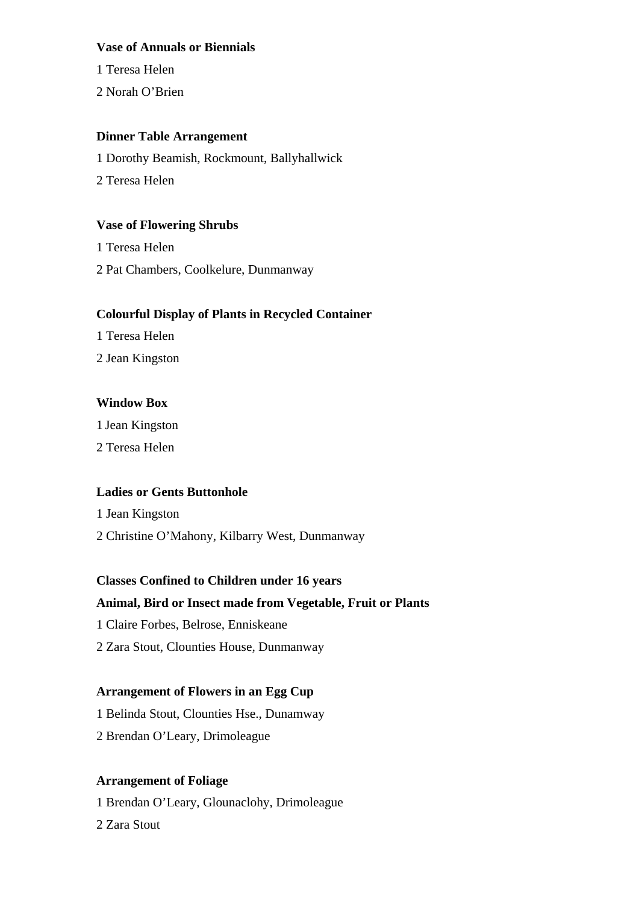**Vase of Annuals or Biennials**

1 Teresa Helen

2 Norah O'Brien

**Dinner Table Arrangement**

1 Dorothy Beamish, Rockmount, Ballyhallwick

2 Teresa Helen

**Vase of Flowering Shrubs**

1 Teresa Helen

2 Pat Chambers, Coolkelure, Dunmanway

**Colourful Display of Plants in Recycled Container**

1 Teresa Helen

2 Jean Kingston

**Window Box**

1 Jean Kingston

2 Teresa Helen

**Ladies or Gents Buttonhole**

1 Jean Kingston

2 Christine O'Mahony, Kilbarry West, Dunmanway

**Classes Confined to Children under 16 years**

**Animal, Bird or Insect made from Vegetable, Fruit or Plants**

1 Claire Forbes, Belrose, Enniskeane

2 Zara Stout, Clounties House, Dunmanway

**Arrangement of Flowers in an Egg Cup**

1 Belinda Stout, Clounties Hse., Dunamway

2 Brendan O'Leary, Drimoleague

**Arrangement of Foliage**

1 Brendan O'Leary, Glounaclohy, Drimoleague

2 Zara Stout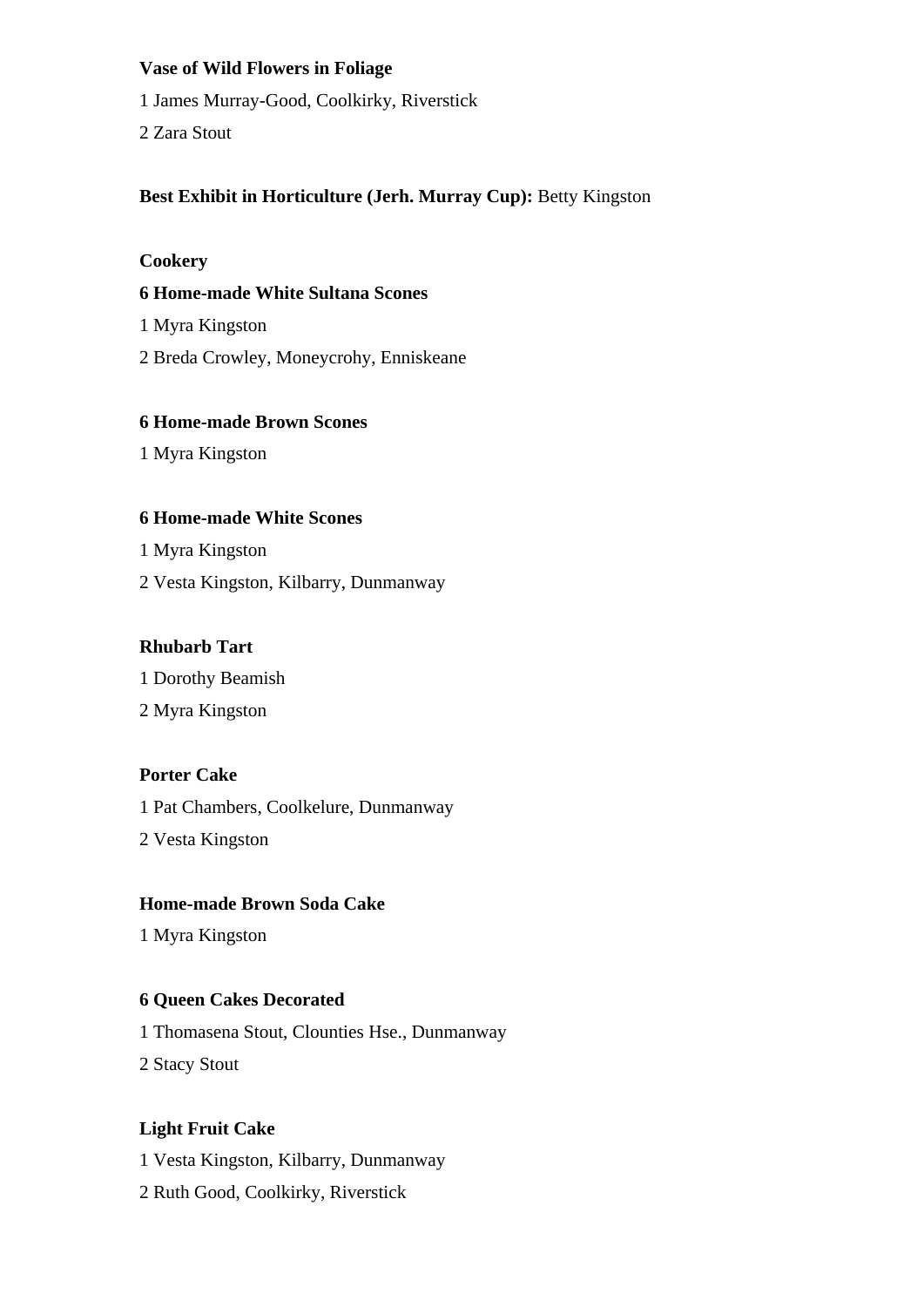**Vase of Wild Flowers in Foliage**

1 James Murray-Good, Coolkirky, Riverstick

2 Zara Stout

**Best Exhibit in Horticulture (Jerh. Murray Cup):** Betty Kingston

**Cookery**

**6 Home-made White Sultana Scones**

1 Myra Kingston

2 Breda Crowley, Moneycrohy, Enniskeane

**6 Home-made Brown Scones**

1 Myra Kingston

**6 Home-made White Scones**

1 Myra Kingston

2 Vesta Kingston, Kilbarry, Dunmanway

**Rhubarb Tart**

1 Dorothy Beamish

2 Myra Kingston

**Porter Cake**

1 Pat Chambers, Coolkelure, Dunmanway

2 Vesta Kingston

**Home-made Brown Soda Cake**

1 Myra Kingston

**6 Queen Cakes Decorated**

1 Thomasena Stout, Clounties Hse., Dunmanway

2 Stacy Stout

**Light Fruit Cake**

1 Vesta Kingston, Kilbarry, Dunmanway

2 Ruth Good, Coolkirky, Riverstick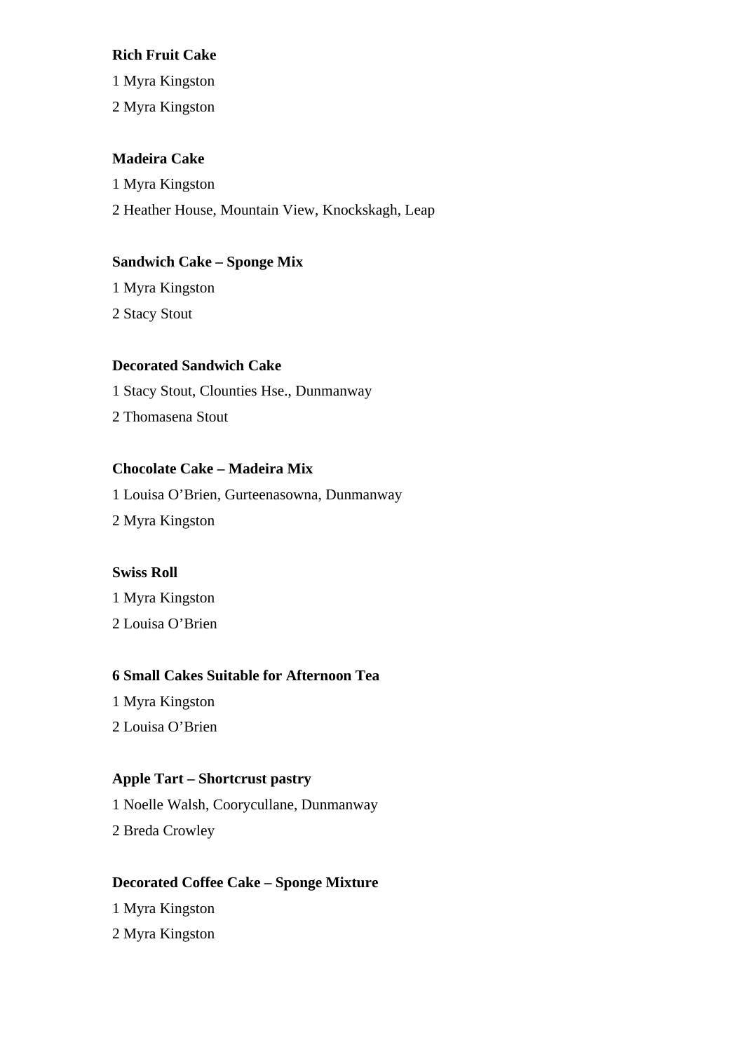**Rich Fruit Cake**

1 Myra Kingston

2 Myra Kingston

**Madeira Cake**

1 Myra Kingston

2 Heather House, Mountain View, Knockskagh, Leap

**Sandwich Cake – Sponge Mix**

1 Myra Kingston

2 Stacy Stout

**Decorated Sandwich Cake**

1 Stacy Stout, Clounties Hse., Dunmanway

2 Thomasena Stout

**Chocolate Cake – Madeira Mix**

1 Louisa O'Brien, Gurteenasowna, Dunmanway

2 Myra Kingston

**Swiss Roll**

1 Myra Kingston

2 Louisa O'Brien

**6 Small Cakes Suitable for Afternoon Tea**

1 Myra Kingston

2 Louisa O'Brien

**Apple Tart – Shortcrust pastry**

1 Noelle Walsh, Coorycullane, Dunmanway

2 Breda Crowley

**Decorated Coffee Cake – Sponge Mixture**

1 Myra Kingston

2 Myra Kingston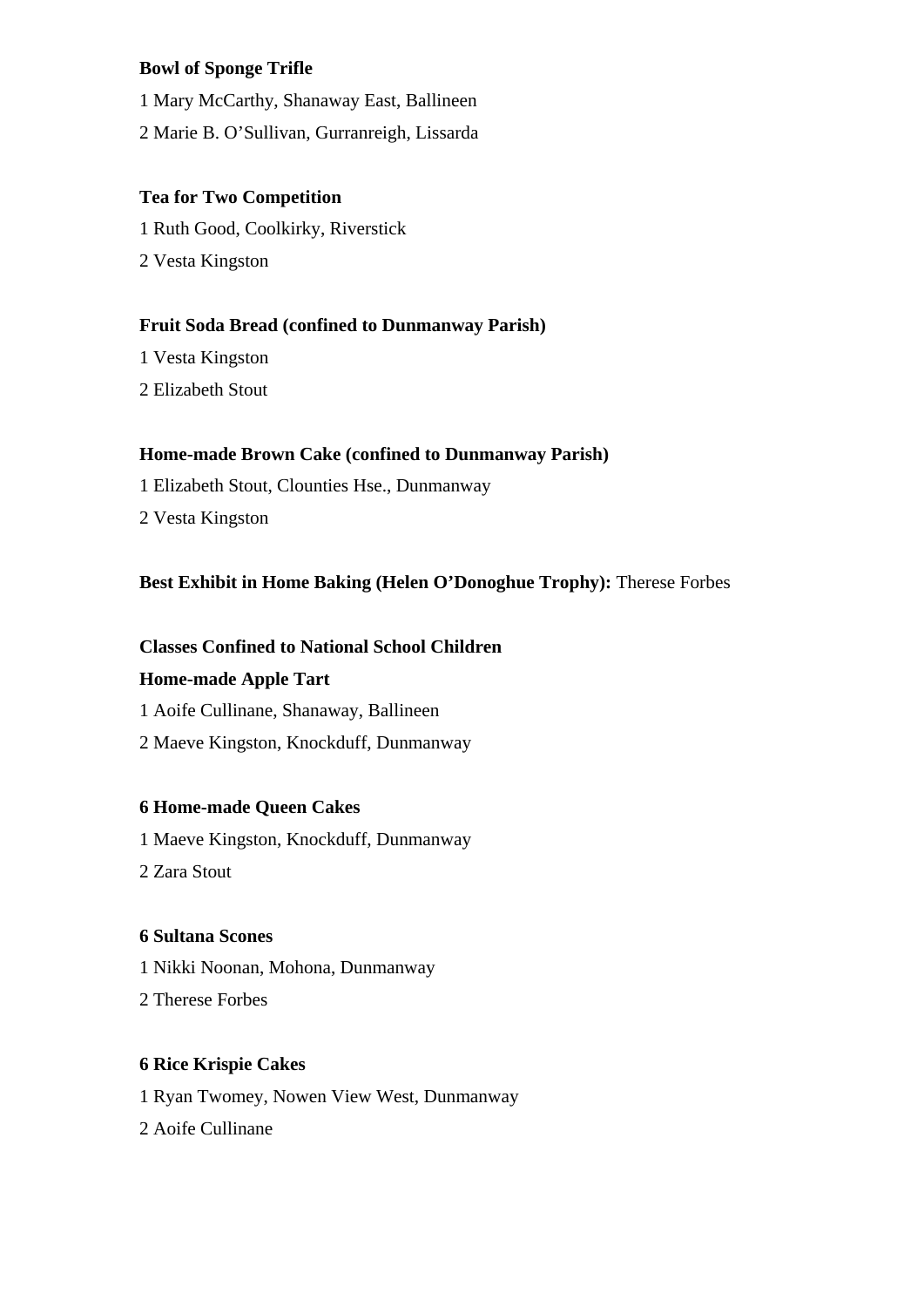**Bowl of Sponge Trifle**

1 Mary McCarthy, Shanaway East, Ballineen

2 Marie B. O'Sullivan, Gurranreigh, Lissarda

**Tea for Two Competition**

1 Ruth Good, Coolkirky, Riverstick

2 Vesta Kingston

**Fruit Soda Bread (confined to Dunmanway Parish)**

1 Vesta Kingston

2 Elizabeth Stout

**Home-made Brown Cake (confined to Dunmanway Parish)**

1 Elizabeth Stout, Clounties Hse., Dunmanway

2 Vesta Kingston

**Best Exhibit in Home Baking (Helen O'Donoghue Trophy):** Therese Forbes

**Classes Confined to National School Children**

**Home-made Apple Tart**

1 Aoife Cullinane, Shanaway, Ballineen

2 Maeve Kingston, Knockduff, Dunmanway

**6 Home-made Queen Cakes**

1 Maeve Kingston, Knockduff, Dunmanway

2 Zara Stout

**6 Sultana Scones**

1 Nikki Noonan, Mohona, Dunmanway

2 Therese Forbes

**6 Rice Krispie Cakes**

1 Ryan Twomey, Nowen View West, Dunmanway

2 Aoife Cullinane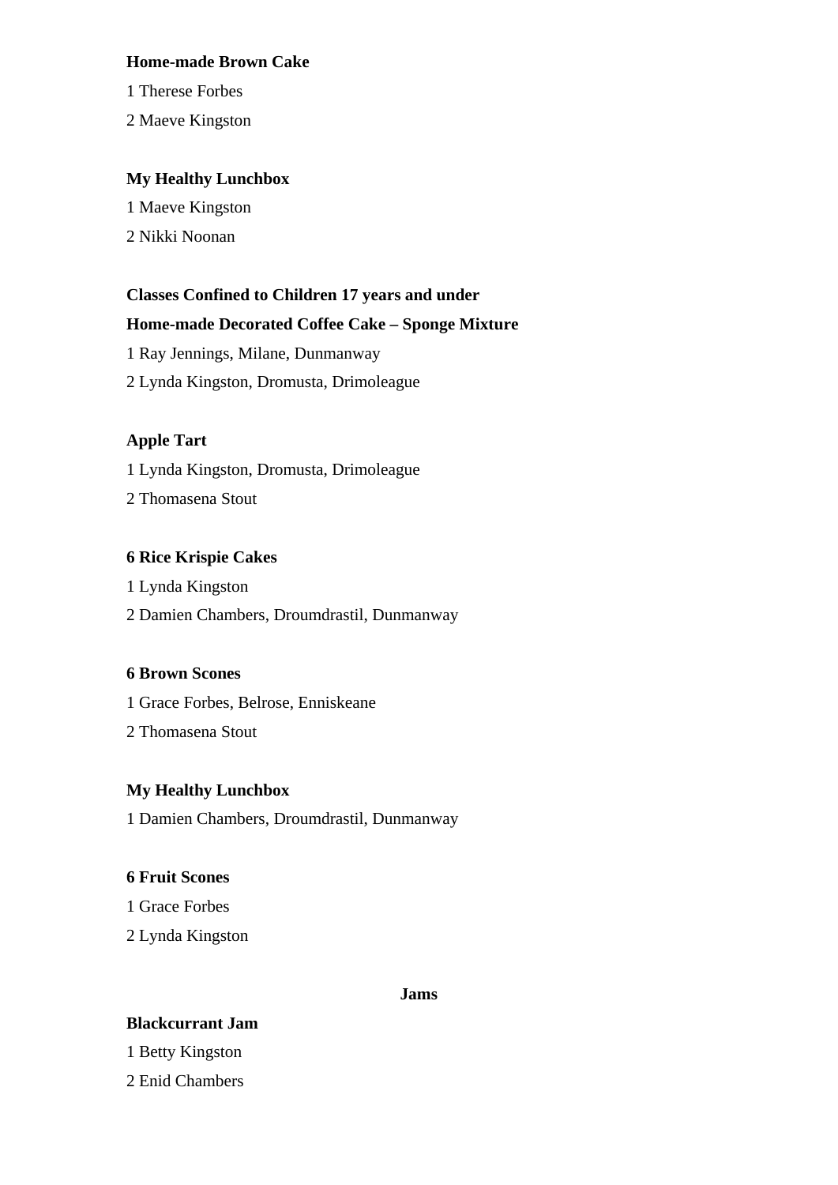**Home-made Brown Cake**

1 Therese Forbes

2 Maeve Kingston

**My Healthy Lunchbox**

1 Maeve Kingston

2 Nikki Noonan

**Classes Confined to Children 17 years and under**

**Home-made Decorated Coffee Cake – Sponge Mixture**

1 Ray Jennings, Milane, Dunmanway

2 Lynda Kingston, Dromusta, Drimoleague

**Apple Tart**

1 Lynda Kingston, Dromusta, Drimoleague

2 Thomasena Stout

**6 Rice Krispie Cakes**

1 Lynda Kingston

2 Damien Chambers, Droumdrastil, Dunmanway

**6 Brown Scones**

1 Grace Forbes, Belrose, Enniskeane

2 Thomasena Stout

**My Healthy Lunchbox**

1 Damien Chambers, Droumdrastil, Dunmanway

**6 Fruit Scones**

1 Grace Forbes

2 Lynda Kingston

## Jams

**Blackcurrant Jam**

1 Betty Kingston

2 Enid Chambers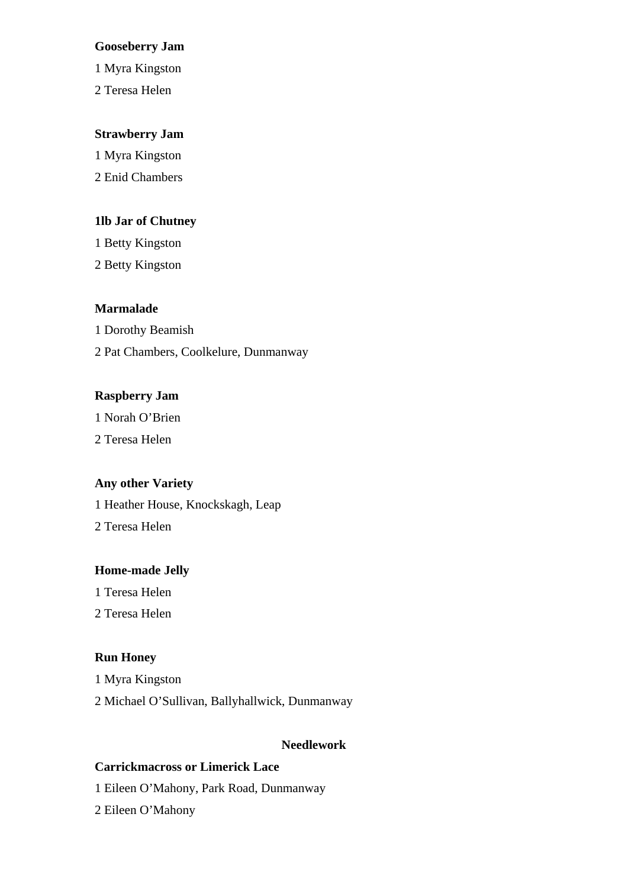**Gooseberry Jam**

1 Myra Kingston

2 Teresa Helen

**Strawberry Jam**

1 Myra Kingston

2 Enid Chambers

**1lb Jar of Chutney**

1 Betty Kingston

2 Betty Kingston

**Marmalade**

1 Dorothy Beamish

2 Pat Chambers, Coolkelure, Dunmanway

**Raspberry Jam**

1 Norah O'Brien

2 Teresa Helen

**Any other Variety**

1 Heather House, Knockskagh, Leap

2 Teresa Helen

**Home-made Jelly**

1 Teresa Helen

2 Teresa Helen

**Run Honey**

1 Myra Kingston

2 Michael O'Sullivan, Ballyhallwick, Dunmanway

## Needlework

**Carrickmacross or Limerick Lace**

1 Eileen O'Mahony, Park Road, Dunmanway

2 Eileen O'Mahony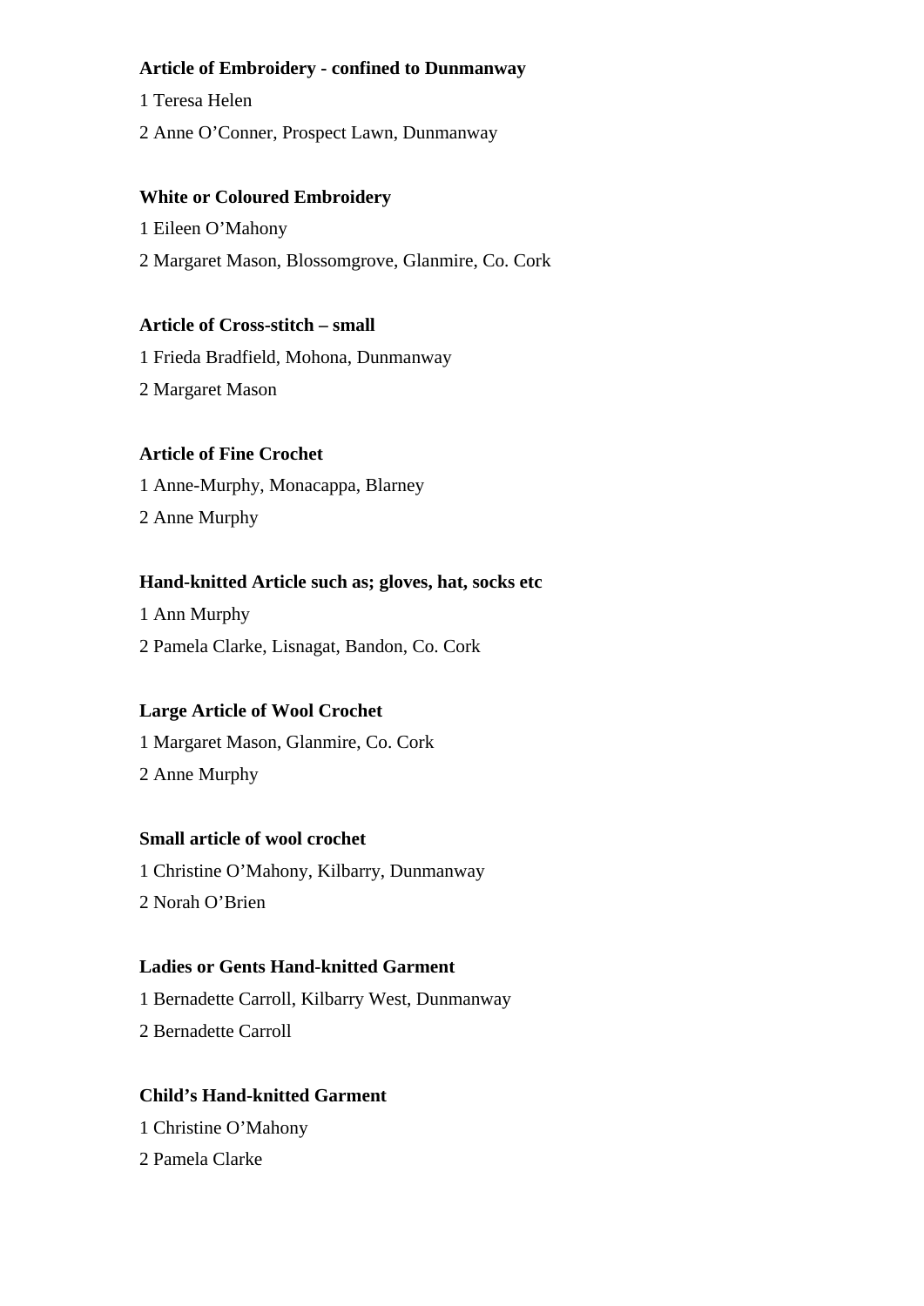**Article of Embroidery - confined to Dunmanway**

1 Teresa Helen

2 Anne O'Conner, Prospect Lawn, Dunmanway

**White or Coloured Embroidery**

1 Eileen O'Mahony

2 Margaret Mason, Blossomgrove, Glanmire, Co. Cork

**Article of Cross-stitch – small**

1 Frieda Bradfield, Mohona, Dunmanway

2 Margaret Mason

**Article of Fine Crochet**

1 Anne-Murphy, Monacappa, Blarney

2 Anne Murphy

**Hand-knitted Article such as; gloves, hat, socks etc**

1 Ann Murphy

2 Pamela Clarke, Lisnagat, Bandon, Co. Cork

**Large Article of Wool Crochet**

1 Margaret Mason, Glanmire, Co. Cork

2 Anne Murphy

**Small article of wool crochet**

1 Christine O'Mahony, Kilbarry, Dunmanway

2 Norah O'Brien

**Ladies or Gents Hand-knitted Garment**

1 Bernadette Carroll, Kilbarry West, Dunmanway

2 Bernadette Carroll

**Child's Hand-knitted Garment**

1 Christine O'Mahony

2 Pamela Clarke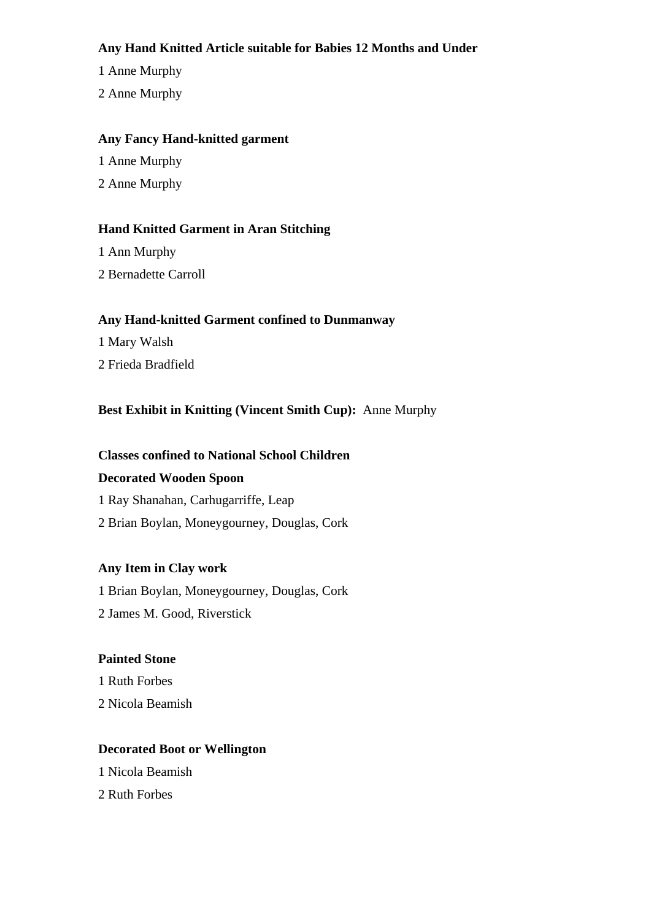**Any Hand Knitted Article suitable for Babies 12 Months and Under**

1 Anne Murphy

2 Anne Murphy

**Any Fancy Hand-knitted garment**

1 Anne Murphy

2 Anne Murphy

**Hand Knitted Garment in Aran Stitching**

1 Ann Murphy

2 Bernadette Carroll

**Any Hand-knitted Garment confined to Dunmanway**

1 Mary Walsh

2 Frieda Bradfield

**Best Exhibit in Knitting (Vincent Smith Cup):** Anne Murphy

**Classes confined to National School Children**

**Decorated Wooden Spoon**

1 Ray Shanahan, Carhugarriffe, Leap

2 Brian Boylan, Moneygourney, Douglas, Cork

**Any Item in Clay work**

1 Brian Boylan, Moneygourney, Douglas, Cork

2 James M. Good, Riverstick

**Painted Stone**

1 Ruth Forbes

2 Nicola Beamish

**Decorated Boot or Wellington**

1 Nicola Beamish

2 Ruth Forbes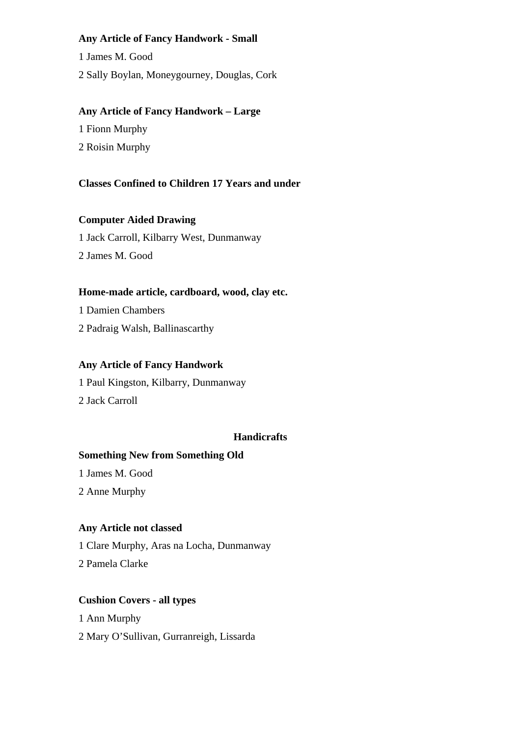**Any Article of Fancy Handwork - Small**

1 James M. Good

2 Sally Boylan, Moneygourney, Douglas, Cork

**Any Article of Fancy Handwork – Large**

1 Fionn Murphy

2 Roisin Murphy

**Classes Confined to Children 17 Years and under**

**Computer Aided Drawing**

1 Jack Carroll, Kilbarry West, Dunmanway

2 James M. Good

**Home-made article, cardboard, wood, clay etc.**

1 Damien Chambers

2 Padraig Walsh, Ballinascarthy

**Any Article of Fancy Handwork**

1 Paul Kingston, Kilbarry, Dunmanway

2 Jack Carroll

## Handicrafts

**Something New from Something Old**

1 James M. Good

2 Anne Murphy

**Any Article not classed**

1 Clare Murphy, Aras na Locha, Dunmanway

2 Pamela Clarke

**Cushion Covers - all types**

1 Ann Murphy

2 Mary O'Sullivan, Gurranreigh, Lissarda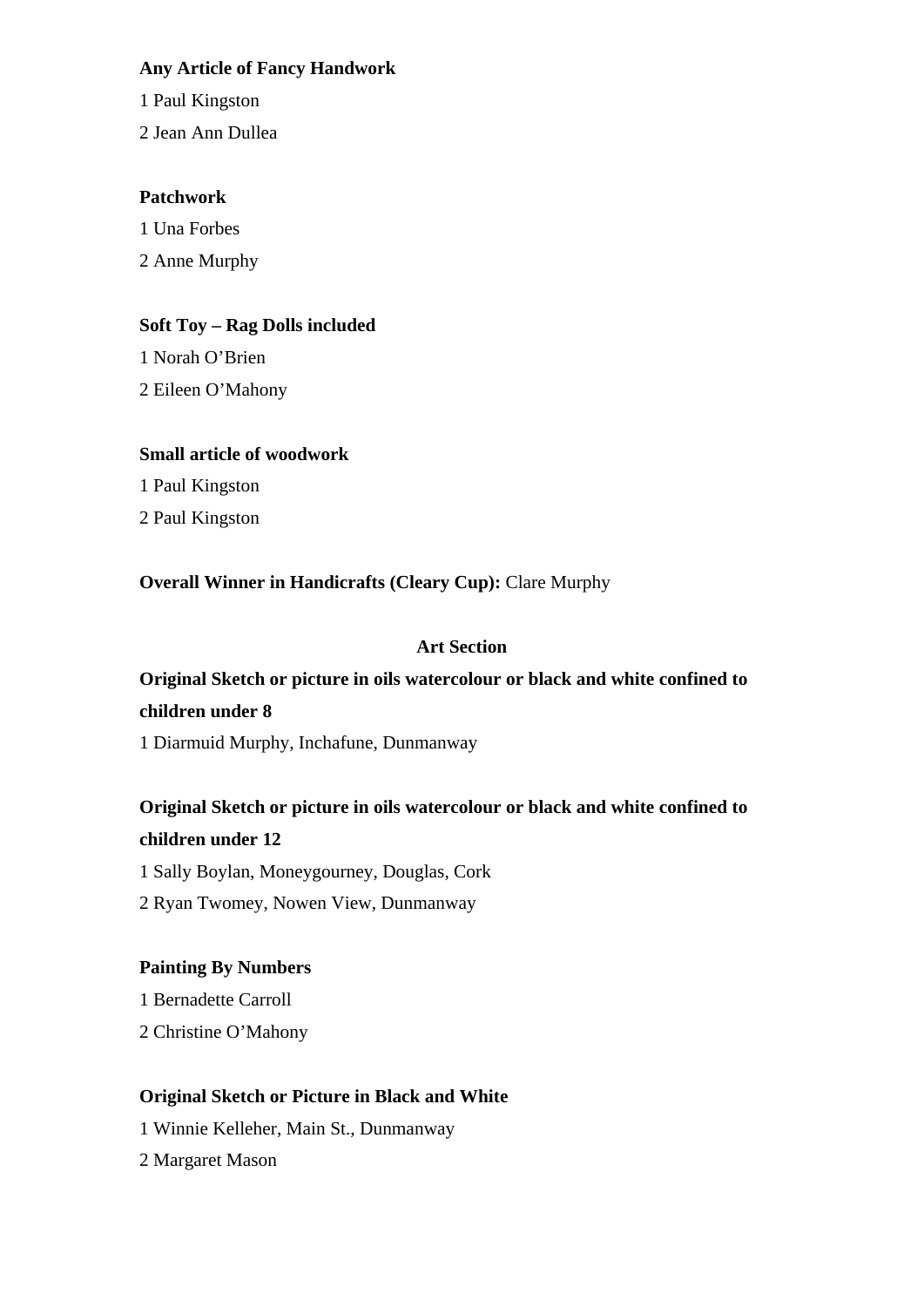**Any Article of Fancy Handwork**

1 Paul Kingston

2 Jean Ann Dullea

**Patchwork**

1 Una Forbes

2 Anne Murphy

**Soft Toy – Rag Dolls included**

1 Norah O'Brien

2 Eileen O'Mahony

**Small article of woodwork**

1 Paul Kingston

2 Paul Kingston

**Overall Winner in Handicrafts (Cleary Cup):** Clare Murphy

## Art Section

**Original Sketch or picture in oils watercolour or black and white confined to children under 8**

1 Diarmuid Murphy, Inchafune, Dunmanway

**Original Sketch or picture in oils watercolour or black and white confined to children under 12**

1 Sally Boylan, Moneygourney, Douglas, Cork

2 Ryan Twomey, Nowen View, Dunmanway

**Painting By Numbers**

1 Bernadette Carroll

2 Christine O'Mahony

**Original Sketch or Picture in Black and White**

1 Winnie Kelleher, Main St., Dunmanway

2 Margaret Mason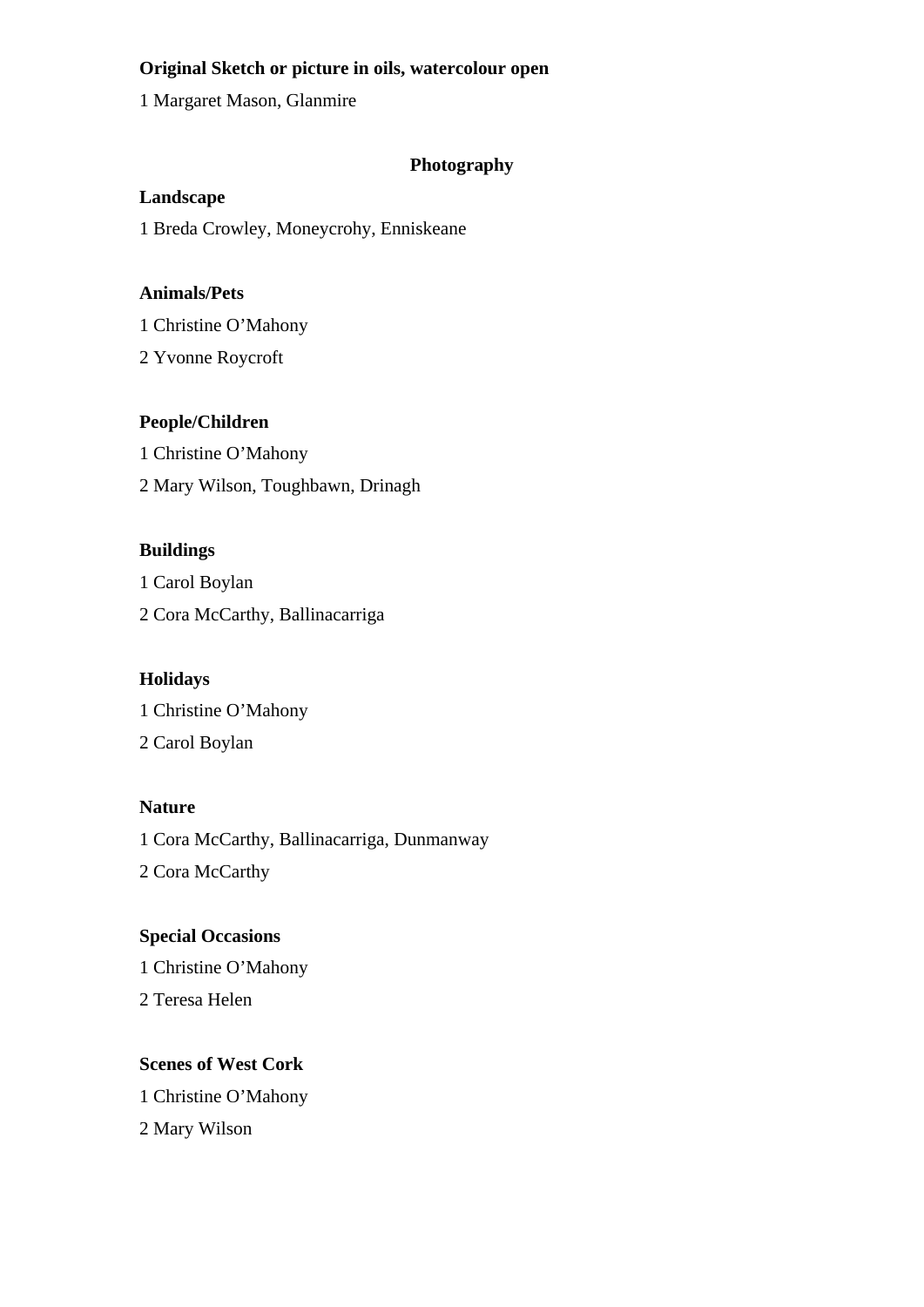**Original Sketch or picture in oils, watercolour open**

1 Margaret Mason, Glanmire

## Photography

**Landscape**

1 Breda Crowley, Moneycrohy, Enniskeane

**Animals/Pets**

1 Christine O'Mahony

2 Yvonne Roycroft

**People/Children**

1 Christine O'Mahony

2 Mary Wilson, Toughbawn, Drinagh

**Buildings**

1 Carol Boylan

2 Cora McCarthy, Ballinacarriga

**Holidays**

1 Christine O'Mahony

2 Carol Boylan

**Nature**

1 Cora McCarthy, Ballinacarriga, Dunmanway

2 Cora McCarthy

**Special Occasions**

1 Christine O'Mahony

2 Teresa Helen

**Scenes of West Cork**

1 Christine O'Mahony

2 Mary Wilson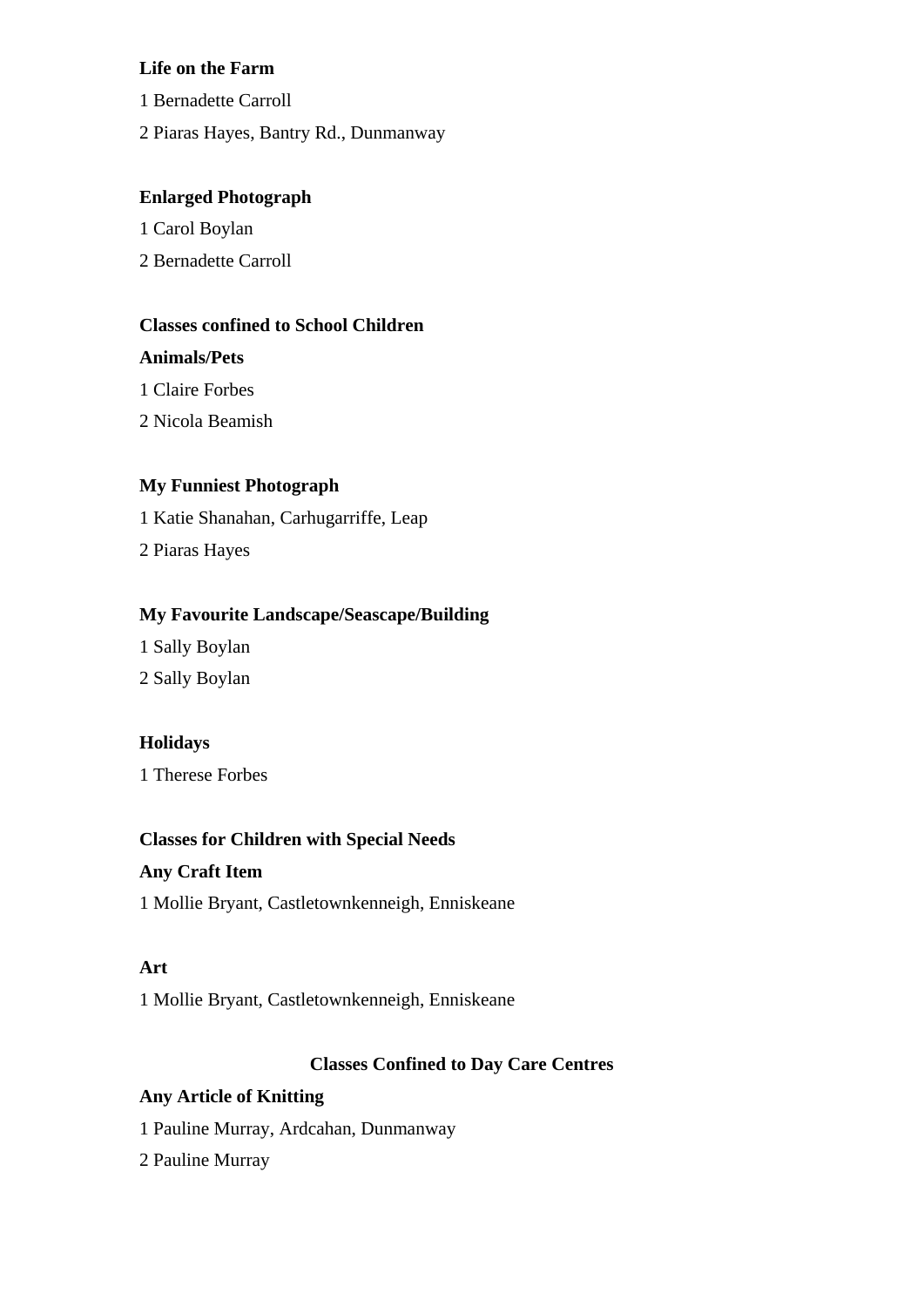**Life on the Farm**

1 Bernadette Carroll

2 Piaras Hayes, Bantry Rd., Dunmanway

**Enlarged Photograph**

1 Carol Boylan

2 Bernadette Carroll

**Classes confined to School Children**

**Animals/Pets**

1 Claire Forbes

2 Nicola Beamish

**My Funniest Photograph**

1 Katie Shanahan, Carhugarriffe, Leap

2 Piaras Hayes

**My Favourite Landscape/Seascape/Building**

1 Sally Boylan

2 Sally Boylan

**Holidays**

1 Therese Forbes

**Classes for Children with Special Needs**

**Any Craft Item**

1 Mollie Bryant, Castletownkenneigh, Enniskeane

**Art**

1 Mollie Bryant, Castletownkenneigh, Enniskeane

**Classes Confined to Day Care Centres**

**Any Article of Knitting**

1 Pauline Murray, Ardcahan, Dunmanway

2 Pauline Murray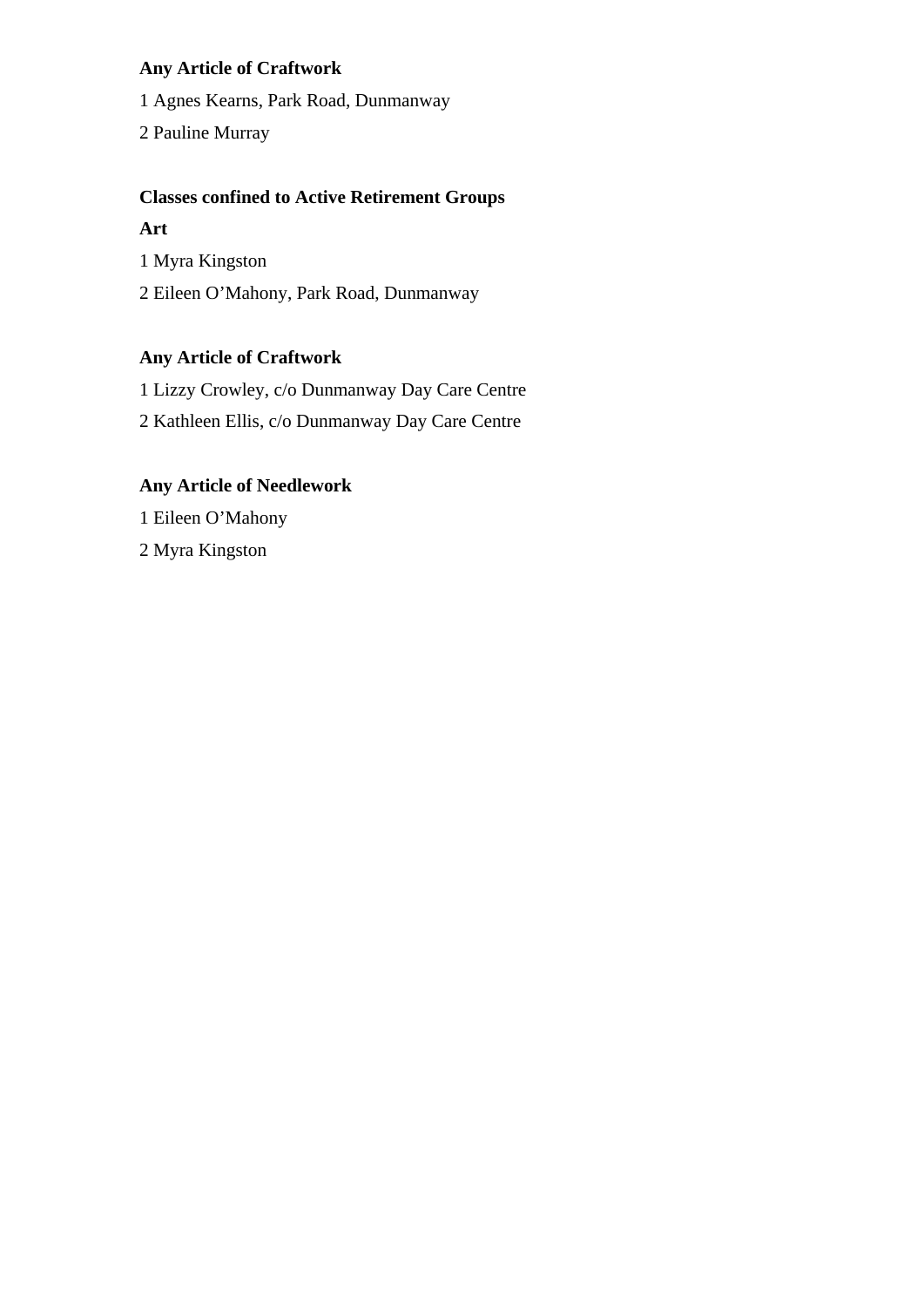**Any Article of Craftwork**

1 Agnes Kearns, Park Road, Dunmanway

2 Pauline Murray

**Classes confined to Active Retirement Groups**

**Art**

1 Myra Kingston

2 Eileen O’Mahony, Park Road, Dunmanway

**Any Article of Craftwork**

1 Lizzy Crowley, c/o Dunmanway Day Care Centre

2 Kathleen Ellis, c/o Dunmanway Day Care Centre

**Any Article of Needlework**

1 Eileen O’Mahony

2 Myra Kingston